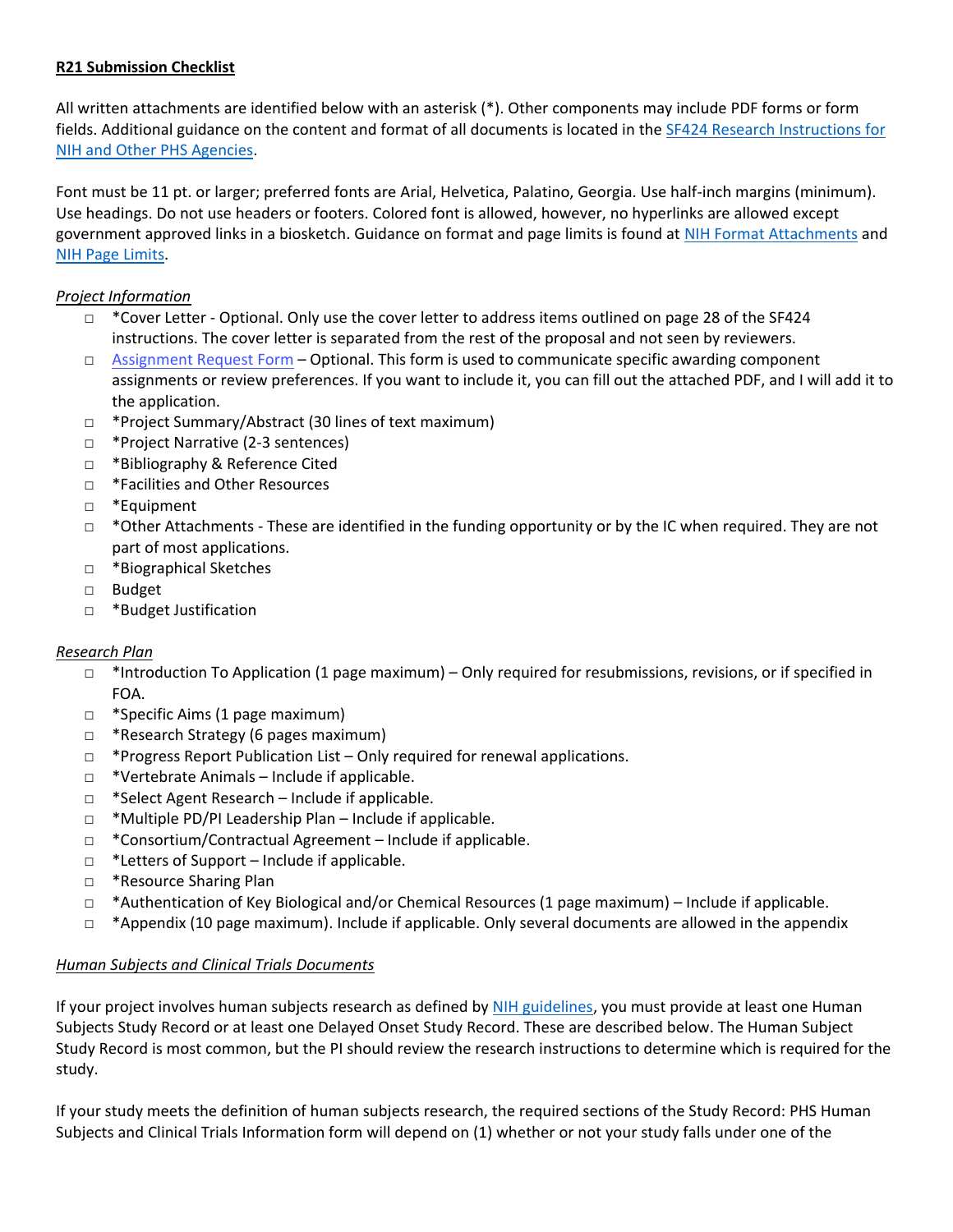**R21 Submission Checklist**

All written attachments are identified below with an asterisk (*). Other components may include PDF forms or form fields. Additional guidance on the content and format of all documents is located in the SF424 Research Instructions for NIH and Other PHS Agencies.

Font must be 11 pt. or larger; preferred fonts are Arial, Helvetica, Palatino, Georgia. Use half-inch margins (minimum). Use headings. Do not use headers or footers. Colored font is allowed, however, no hyperlinks are allowed except government approved links in a biosketch. Guidance on format and page limits is found at NIH Format Attachments and NIH Page Limits.

*Project Information*

- □ *Cover Letter - Optional. Only use the cover letter to address items outlined on page 28 of the SF424 instructions. The cover letter is separated from the rest of the proposal and not seen by reviewers.
- □ Assignment Request Form – Optional. This form is used to communicate specific awarding component assignments or review preferences. If you want to include it, you can fill out the attached PDF, and I will add it to the application.
- □ *Project Summary/Abstract (30 lines of text maximum)
- □ *Project Narrative (2-3 sentences)
- □ *Bibliography & Reference Cited
- □ *Facilities and Other Resources
- □ *Equipment
- □ *Other Attachments - These are identified in the funding opportunity or by the IC when required. They are not part of most applications.
- □ *Biographical Sketches
- □ Budget
- □ *Budget Justification

*Research Plan*

- □ *Introduction To Application (1 page maximum) – Only required for resubmissions, revisions, or if specified in FOA.
- □ *Specific Aims (1 page maximum)
- □ *Research Strategy (6 pages maximum)
- □ *Progress Report Publication List – Only required for renewal applications.
- □ *Vertebrate Animals – Include if applicable.
- □ *Select Agent Research – Include if applicable.
- □ *Multiple PD/PI Leadership Plan – Include if applicable.
- □ *Consortium/Contractual Agreement – Include if applicable.
- □ *Letters of Support – Include if applicable.
- □ *Resource Sharing Plan
- □ *Authentication of Key Biological and/or Chemical Resources (1 page maximum) – Include if applicable.
- □ *Appendix (10 page maximum). Include if applicable. Only several documents are allowed in the appendix

*Human Subjects and Clinical Trials Documents*

If your project involves human subjects research as defined by NIH guidelines, you must provide at least one Human Subjects Study Record or at least one Delayed Onset Study Record. These are described below. The Human Subject Study Record is most common, but the PI should review the research instructions to determine which is required for the study.

If your study meets the definition of human subjects research, the required sections of the Study Record: PHS Human Subjects and Clinical Trials Information form will depend on (1) whether or not your study falls under one of the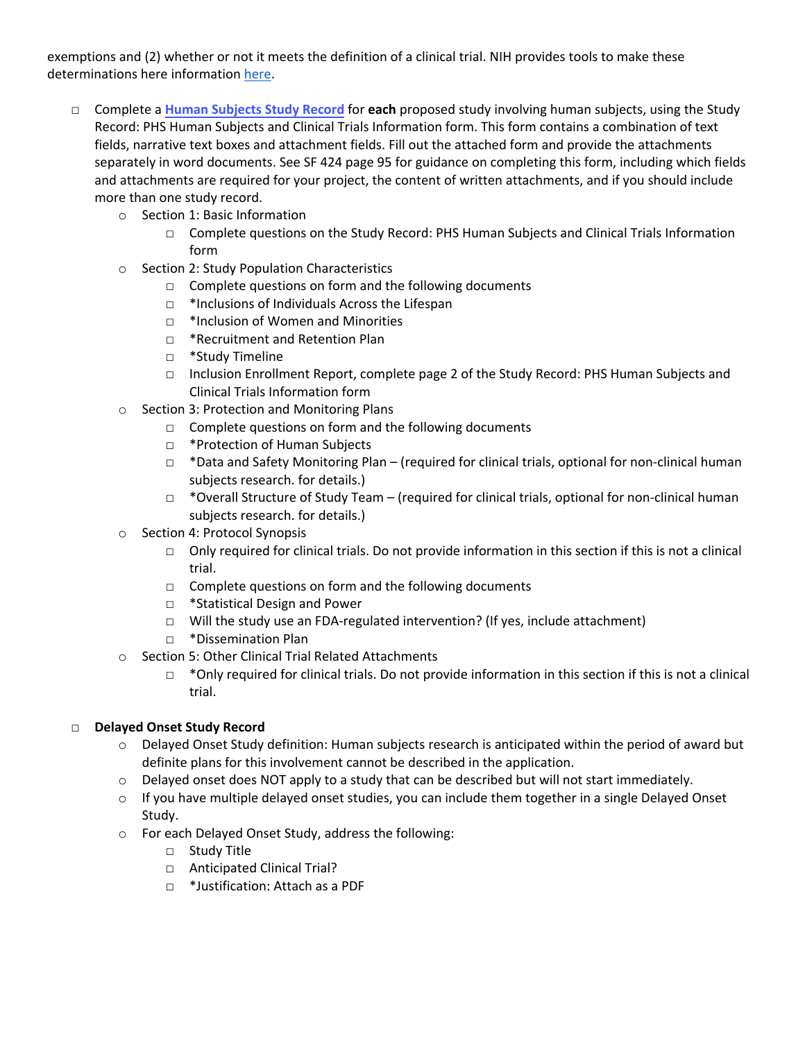exemptions and (2) whether or not it meets the definition of a clinical trial. NIH provides tools to make these determinations here information [here](here).

- □ Complete a **[Human Subjects Study Record](Human Subjects Study Record)** for **each** proposed study involving human subjects, using the Study Record: PHS Human Subjects and Clinical Trials Information form. This form contains a combination of text fields, narrative text boxes and attachment fields. Fill out the attached form and provide the attachments separately in word documents. See SF 424 page 95 for guidance on completing this form, including which fields and attachments are required for your project, the content of written attachments, and if you should include more than one study record.
  - Section 1: Basic Information
    - □ Complete questions on the Study Record: PHS Human Subjects and Clinical Trials Information form
  - Section 2: Study Population Characteristics
    - □ Complete questions on form and the following documents
    - □ *Inclusions of Individuals Across the Lifespan
    - □ *Inclusion of Women and Minorities
    - □ *Recruitment and Retention Plan
    - □ *Study Timeline
    - □ Inclusion Enrollment Report, complete page 2 of the Study Record: PHS Human Subjects and Clinical Trials Information form
  - Section 3: Protection and Monitoring Plans
    - □ Complete questions on form and the following documents
    - □ *Protection of Human Subjects
    - □ *Data and Safety Monitoring Plan – (required for clinical trials, optional for non-clinical human subjects research. for details.)
    - □ *Overall Structure of Study Team – (required for clinical trials, optional for non-clinical human subjects research. for details.)
  - Section 4: Protocol Synopsis
    - □ Only required for clinical trials. Do not provide information in this section if this is not a clinical trial.
    - □ Complete questions on form and the following documents
    - □ *Statistical Design and Power
    - □ Will the study use an FDA-regulated intervention? (If yes, include attachment)
    - □ *Dissemination Plan
  - Section 5: Other Clinical Trial Related Attachments
    - □ *Only required for clinical trials. Do not provide information in this section if this is not a clinical trial.

- □ **Delayed Onset Study Record**
  - Delayed Onset Study definition: Human subjects research is anticipated within the period of award but definite plans for this involvement cannot be described in the application.
  - Delayed onset does NOT apply to a study that can be described but will not start immediately.
  - If you have multiple delayed onset studies, you can include them together in a single Delayed Onset Study.
  - For each Delayed Onset Study, address the following:
    - □ Study Title
    - □ Anticipated Clinical Trial?
    - □ *Justification: Attach as a PDF